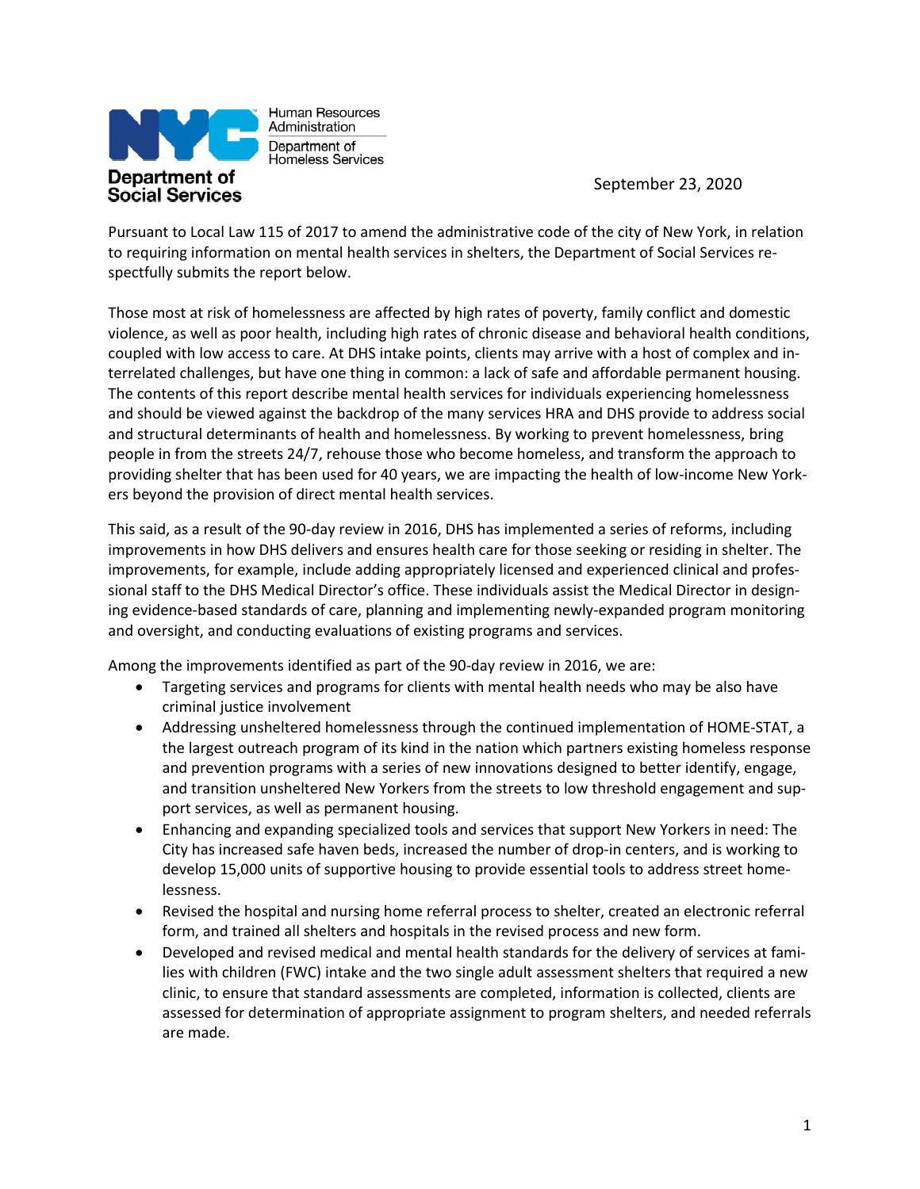Human Resources Administration

Department of Homeless Services

Department of Social Services

September 23, 2020

Pursuant to Local Law 115 of 2017 to amend the administrative code of the city of New York, in relation to requiring information on mental health services in shelters, the Department of Social Services respectfully submits the report below.

Those most at risk of homelessness are affected by high rates of poverty, family conflict and domestic violence, as well as poor health, including high rates of chronic disease and behavioral health conditions, coupled with low access to care. At DHS intake points, clients may arrive with a host of complex and interrelated challenges, but have one thing in common: a lack of safe and affordable permanent housing. The contents of this report describe mental health services for individuals experiencing homelessness and should be viewed against the backdrop of the many services HRA and DHS provide to address social and structural determinants of health and homelessness. By working to prevent homelessness, bring people in from the streets 24/7, rehouse those who become homeless, and transform the approach to providing shelter that has been used for 40 years, we are impacting the health of low-income New Yorkers beyond the provision of direct mental health services.

This said, as a result of the 90-day review in 2016, DHS has implemented a series of reforms, including improvements in how DHS delivers and ensures health care for those seeking or residing in shelter. The improvements, for example, include adding appropriately licensed and experienced clinical and professional staff to the DHS Medical Director's office. These individuals assist the Medical Director in designing evidence-based standards of care, planning and implementing newly-expanded program monitoring and oversight, and conducting evaluations of existing programs and services.

Among the improvements identified as part of the 90-day review in 2016, we are:

- Targeting services and programs for clients with mental health needs who may be also have criminal justice involvement
- Addressing unsheltered homelessness through the continued implementation of HOME-STAT, a the largest outreach program of its kind in the nation which partners existing homeless response and prevention programs with a series of new innovations designed to better identify, engage, and transition unsheltered New Yorkers from the streets to low threshold engagement and support services, as well as permanent housing.
- Enhancing and expanding specialized tools and services that support New Yorkers in need: The City has increased safe haven beds, increased the number of drop-in centers, and is working to develop 15,000 units of supportive housing to provide essential tools to address street homelessness.
- Revised the hospital and nursing home referral process to shelter, created an electronic referral form, and trained all shelters and hospitals in the revised process and new form.
- Developed and revised medical and mental health standards for the delivery of services at families with children (FWC) intake and the two single adult assessment shelters that required a new clinic, to ensure that standard assessments are completed, information is collected, clients are assessed for determination of appropriate assignment to program shelters, and needed referrals are made.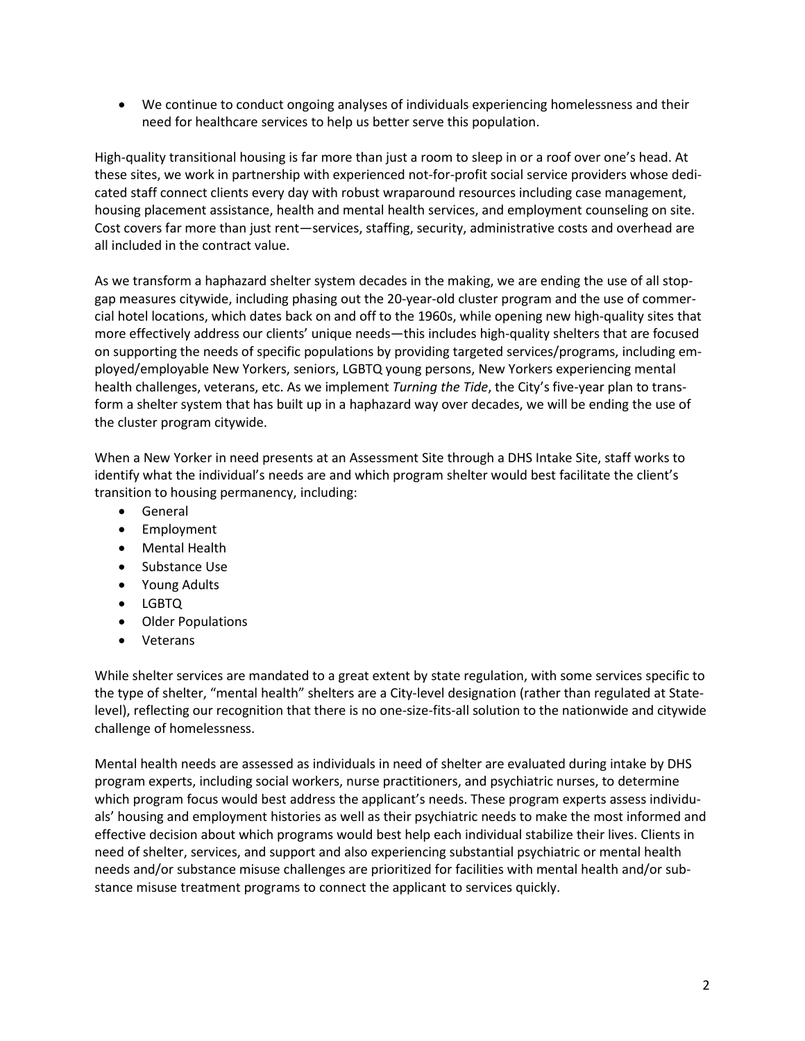- We continue to conduct ongoing analyses of individuals experiencing homelessness and their need for healthcare services to help us better serve this population.

High-quality transitional housing is far more than just a room to sleep in or a roof over one's head. At these sites, we work in partnership with experienced not-for-profit social service providers whose dedicated staff connect clients every day with robust wraparound resources including case management, housing placement assistance, health and mental health services, and employment counseling on site. Cost covers far more than just rent—services, staffing, security, administrative costs and overhead are all included in the contract value.

As we transform a haphazard shelter system decades in the making, we are ending the use of all stop-gap measures citywide, including phasing out the 20-year-old cluster program and the use of commercial hotel locations, which dates back on and off to the 1960s, while opening new high-quality sites that more effectively address our clients' unique needs—this includes high-quality shelters that are focused on supporting the needs of specific populations by providing targeted services/programs, including employed/employable New Yorkers, seniors, LGBTQ young persons, New Yorkers experiencing mental health challenges, veterans, etc. As we implement *Turning the Tide*, the City's five-year plan to transform a shelter system that has built up in a haphazard way over decades, we will be ending the use of the cluster program citywide.

When a New Yorker in need presents at an Assessment Site through a DHS Intake Site, staff works to identify what the individual's needs are and which program shelter would best facilitate the client's transition to housing permanency, including:

- General
- Employment
- Mental Health
- Substance Use
- Young Adults
- LGBTQ
- Older Populations
- Veterans

While shelter services are mandated to a great extent by state regulation, with some services specific to the type of shelter, "mental health" shelters are a City-level designation (rather than regulated at State-level), reflecting our recognition that there is no one-size-fits-all solution to the nationwide and citywide challenge of homelessness.

Mental health needs are assessed as individuals in need of shelter are evaluated during intake by DHS program experts, including social workers, nurse practitioners, and psychiatric nurses, to determine which program focus would best address the applicant's needs. These program experts assess individuals' housing and employment histories as well as their psychiatric needs to make the most informed and effective decision about which programs would best help each individual stabilize their lives. Clients in need of shelter, services, and support and also experiencing substantial psychiatric or mental health needs and/or substance misuse challenges are prioritized for facilities with mental health and/or substance misuse treatment programs to connect the applicant to services quickly.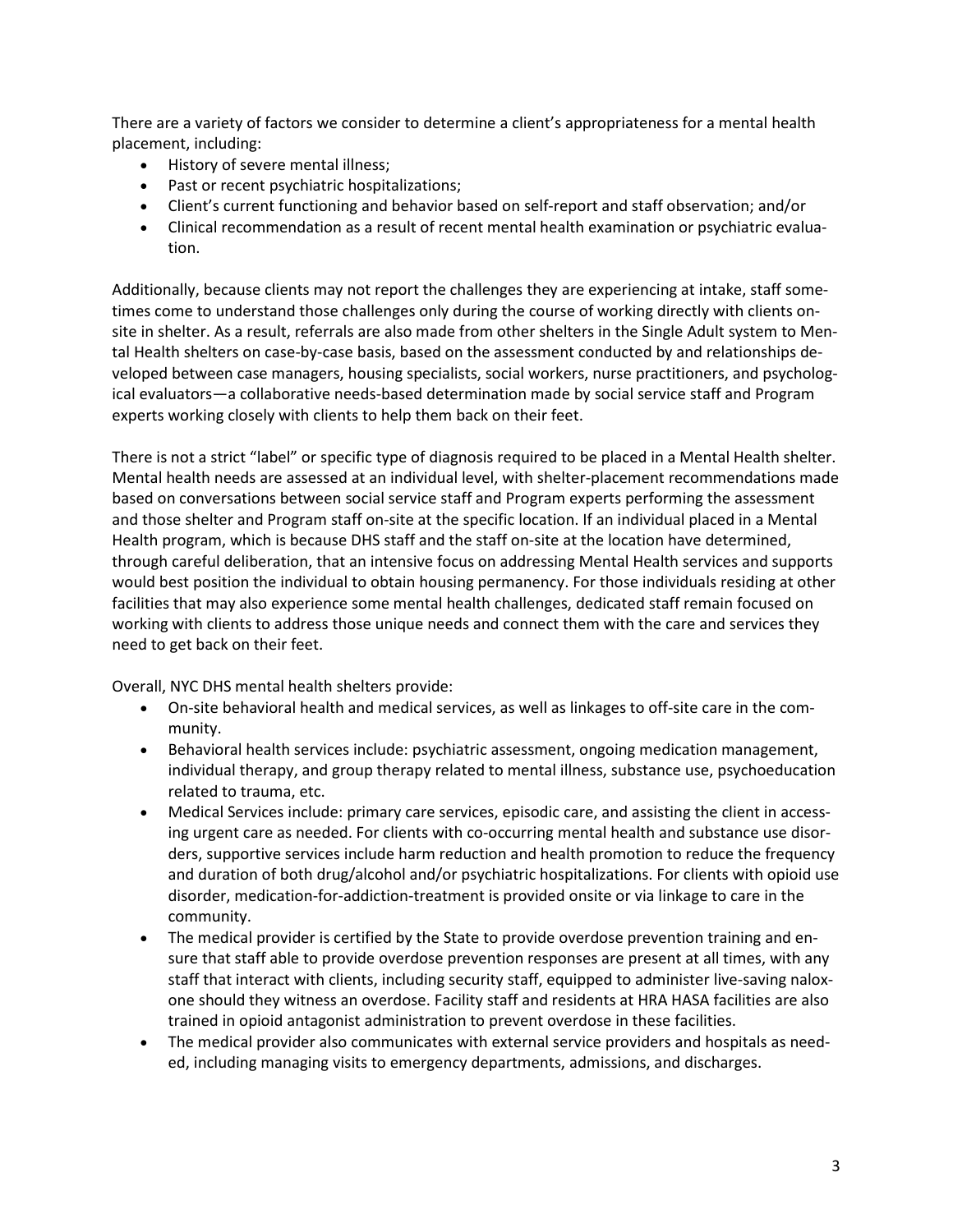There are a variety of factors we consider to determine a client's appropriateness for a mental health placement, including:

- History of severe mental illness;
- Past or recent psychiatric hospitalizations;
- Client's current functioning and behavior based on self-report and staff observation; and/or
- Clinical recommendation as a result of recent mental health examination or psychiatric evaluation.

Additionally, because clients may not report the challenges they are experiencing at intake, staff sometimes come to understand those challenges only during the course of working directly with clients on-site in shelter. As a result, referrals are also made from other shelters in the Single Adult system to Mental Health shelters on case-by-case basis, based on the assessment conducted by and relationships developed between case managers, housing specialists, social workers, nurse practitioners, and psychological evaluators—a collaborative needs-based determination made by social service staff and Program experts working closely with clients to help them back on their feet.

There is not a strict "label" or specific type of diagnosis required to be placed in a Mental Health shelter. Mental health needs are assessed at an individual level, with shelter-placement recommendations made based on conversations between social service staff and Program experts performing the assessment and those shelter and Program staff on-site at the specific location. If an individual placed in a Mental Health program, which is because DHS staff and the staff on-site at the location have determined, through careful deliberation, that an intensive focus on addressing Mental Health services and supports would best position the individual to obtain housing permanency. For those individuals residing at other facilities that may also experience some mental health challenges, dedicated staff remain focused on working with clients to address those unique needs and connect them with the care and services they need to get back on their feet.

Overall, NYC DHS mental health shelters provide:

- On-site behavioral health and medical services, as well as linkages to off-site care in the community.
- Behavioral health services include: psychiatric assessment, ongoing medication management, individual therapy, and group therapy related to mental illness, substance use, psychoeducation related to trauma, etc.
- Medical Services include: primary care services, episodic care, and assisting the client in accessing urgent care as needed. For clients with co-occurring mental health and substance use disorders, supportive services include harm reduction and health promotion to reduce the frequency and duration of both drug/alcohol and/or psychiatric hospitalizations. For clients with opioid use disorder, medication-for-addiction-treatment is provided onsite or via linkage to care in the community.
- The medical provider is certified by the State to provide overdose prevention training and ensure that staff able to provide overdose prevention responses are present at all times, with any staff that interact with clients, including security staff, equipped to administer live-saving naloxone should they witness an overdose. Facility staff and residents at HRA HASA facilities are also trained in opioid antagonist administration to prevent overdose in these facilities.
- The medical provider also communicates with external service providers and hospitals as needed, including managing visits to emergency departments, admissions, and discharges.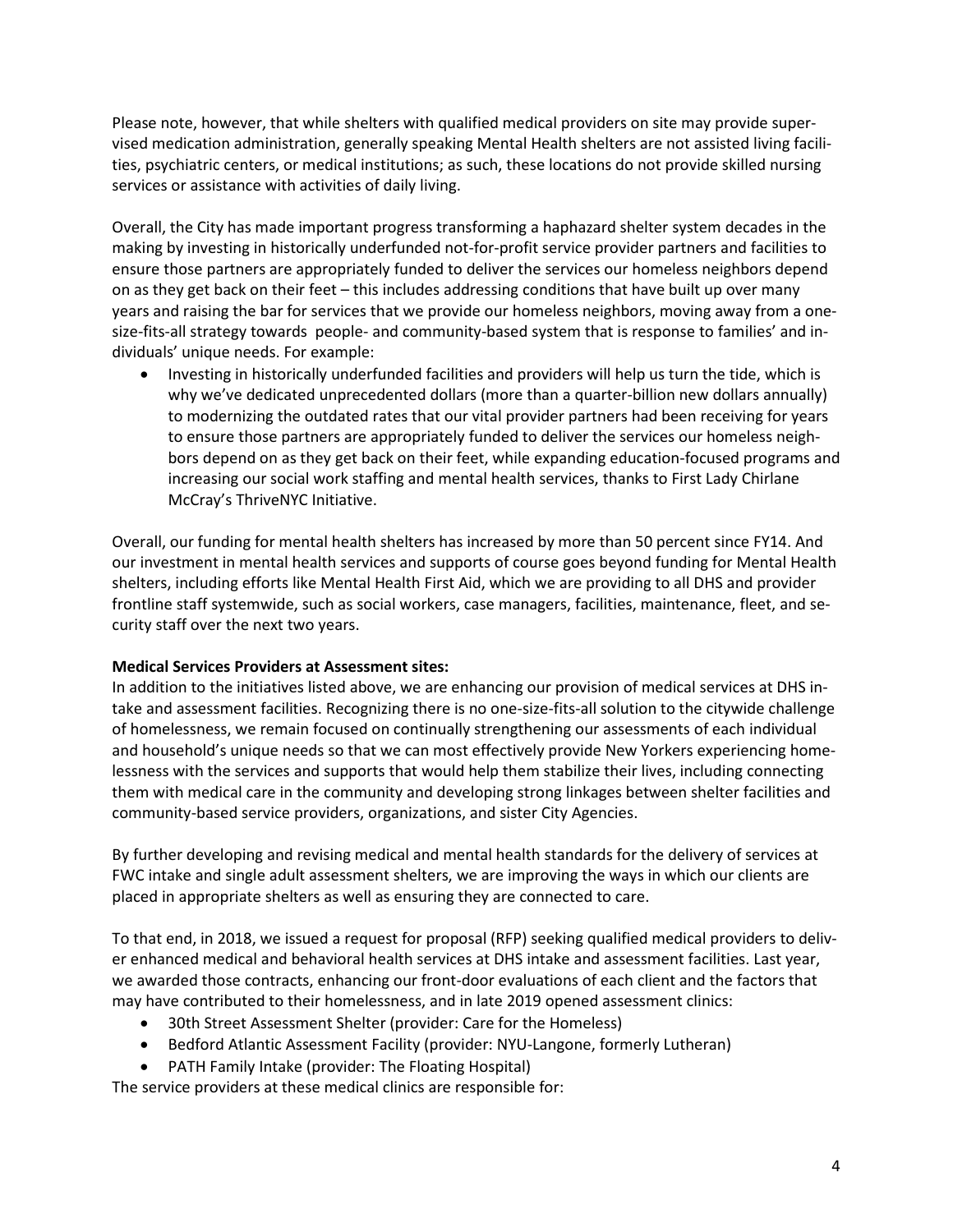Please note, however, that while shelters with qualified medical providers on site may provide supervised medication administration, generally speaking Mental Health shelters are not assisted living facilities, psychiatric centers, or medical institutions; as such, these locations do not provide skilled nursing services or assistance with activities of daily living.

Overall, the City has made important progress transforming a haphazard shelter system decades in the making by investing in historically underfunded not-for-profit service provider partners and facilities to ensure those partners are appropriately funded to deliver the services our homeless neighbors depend on as they get back on their feet – this includes addressing conditions that have built up over many years and raising the bar for services that we provide our homeless neighbors, moving away from a one-size-fits-all strategy towards people- and community-based system that is response to families' and individuals' unique needs. For example:

- Investing in historically underfunded facilities and providers will help us turn the tide, which is why we've dedicated unprecedented dollars (more than a quarter-billion new dollars annually) to modernizing the outdated rates that our vital provider partners had been receiving for years to ensure those partners are appropriately funded to deliver the services our homeless neighbors depend on as they get back on their feet, while expanding education-focused programs and increasing our social work staffing and mental health services, thanks to First Lady Chirlane McCray's ThriveNYC Initiative.

Overall, our funding for mental health shelters has increased by more than 50 percent since FY14. And our investment in mental health services and supports of course goes beyond funding for Mental Health shelters, including efforts like Mental Health First Aid, which we are providing to all DHS and provider frontline staff systemwide, such as social workers, case managers, facilities, maintenance, fleet, and security staff over the next two years.

**Medical Services Providers at Assessment sites:**
In addition to the initiatives listed above, we are enhancing our provision of medical services at DHS intake and assessment facilities. Recognizing there is no one-size-fits-all solution to the citywide challenge of homelessness, we remain focused on continually strengthening our assessments of each individual and household's unique needs so that we can most effectively provide New Yorkers experiencing homelessness with the services and supports that would help them stabilize their lives, including connecting them with medical care in the community and developing strong linkages between shelter facilities and community-based service providers, organizations, and sister City Agencies.

By further developing and revising medical and mental health standards for the delivery of services at FWC intake and single adult assessment shelters, we are improving the ways in which our clients are placed in appropriate shelters as well as ensuring they are connected to care.

To that end, in 2018, we issued a request for proposal (RFP) seeking qualified medical providers to deliver enhanced medical and behavioral health services at DHS intake and assessment facilities. Last year, we awarded those contracts, enhancing our front-door evaluations of each client and the factors that may have contributed to their homelessness, and in late 2019 opened assessment clinics:

- 30th Street Assessment Shelter (provider: Care for the Homeless)
- Bedford Atlantic Assessment Facility (provider: NYU-Langone, formerly Lutheran)
- PATH Family Intake (provider: The Floating Hospital)

The service providers at these medical clinics are responsible for: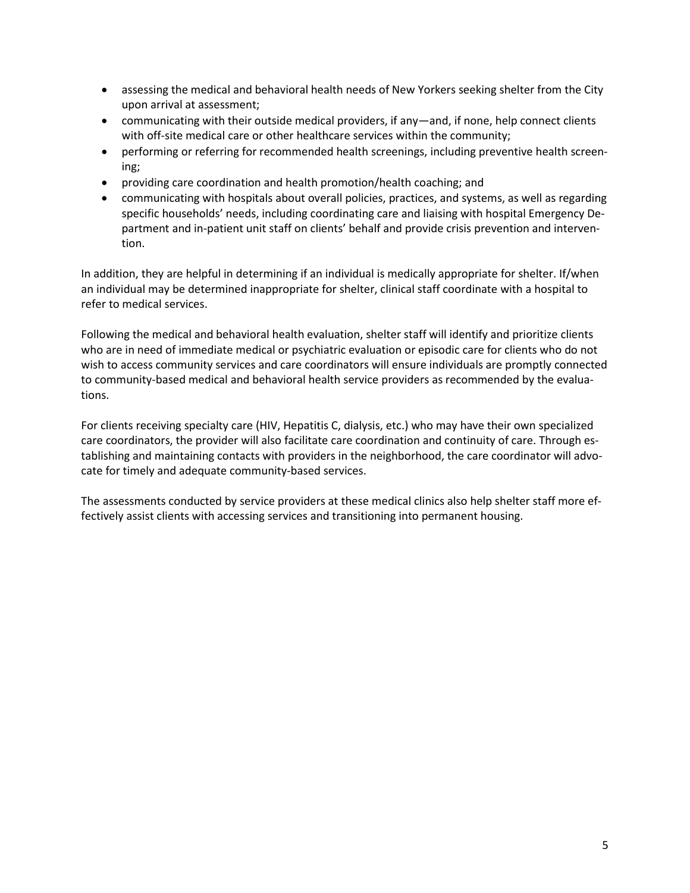- assessing the medical and behavioral health needs of New Yorkers seeking shelter from the City upon arrival at assessment;
- communicating with their outside medical providers, if any—and, if none, help connect clients with off-site medical care or other healthcare services within the community;
- performing or referring for recommended health screenings, including preventive health screening;
- providing care coordination and health promotion/health coaching; and
- communicating with hospitals about overall policies, practices, and systems, as well as regarding specific households' needs, including coordinating care and liaising with hospital Emergency Department and in-patient unit staff on clients' behalf and provide crisis prevention and intervention.

In addition, they are helpful in determining if an individual is medically appropriate for shelter. If/when an individual may be determined inappropriate for shelter, clinical staff coordinate with a hospital to refer to medical services.

Following the medical and behavioral health evaluation, shelter staff will identify and prioritize clients who are in need of immediate medical or psychiatric evaluation or episodic care for clients who do not wish to access community services and care coordinators will ensure individuals are promptly connected to community-based medical and behavioral health service providers as recommended by the evaluations.

For clients receiving specialty care (HIV, Hepatitis C, dialysis, etc.) who may have their own specialized care coordinators, the provider will also facilitate care coordination and continuity of care. Through establishing and maintaining contacts with providers in the neighborhood, the care coordinator will advocate for timely and adequate community-based services.

The assessments conducted by service providers at these medical clinics also help shelter staff more effectively assist clients with accessing services and transitioning into permanent housing.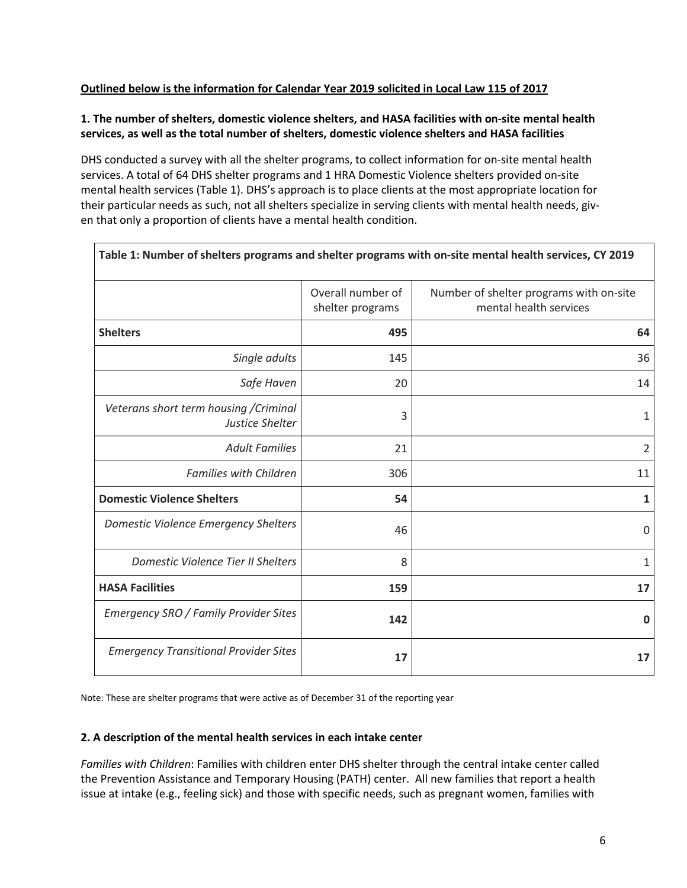**Outlined below is the information for Calendar Year 2019 solicited in Local Law 115 of 2017**

**1. The number of shelters, domestic violence shelters, and HASA facilities with on-site mental health services, as well as the total number of shelters, domestic violence shelters and HASA facilities**

DHS conducted a survey with all the shelter programs, to collect information for on-site mental health services. A total of 64 DHS shelter programs and 1 HRA Domestic Violence shelters provided on-site mental health services (Table 1). DHS's approach is to place clients at the most appropriate location for their particular needs as such, not all shelters specialize in serving clients with mental health needs, given that only a proportion of clients have a mental health condition.

**Table 1: Number of shelters programs and shelter programs with on-site mental health services, CY 2019**

| | Overall number of shelter programs | Number of shelter programs with on-site mental health services |
|---|---|---|
| **Shelters** | **495** | **64** |
| *Single adults* | 145 | 36 |
| *Safe Haven* | 20 | 14 |
| *Veterans short term housing /Criminal Justice Shelter* | 3 | 1 |
| *Adult Families* | 21 | 2 |
| *Families with Children* | 306 | 11 |
| **Domestic Violence Shelters** | **54** | **1** |
| *Domestic Violence Emergency Shelters* | 46 | 0 |
| *Domestic Violence Tier II Shelters* | 8 | 1 |
| **HASA Facilities** | **159** | **17** |
| *Emergency SRO / Family Provider Sites* | **142** | **0** |
| *Emergency Transitional Provider Sites* | **17** | **17** |

Note: These are shelter programs that were active as of December 31 of the reporting year

**2. A description of the mental health services in each intake center**

*Families with Children*: Families with children enter DHS shelter through the central intake center called the Prevention Assistance and Temporary Housing (PATH) center. All new families that report a health issue at intake (e.g., feeling sick) and those with specific needs, such as pregnant women, families with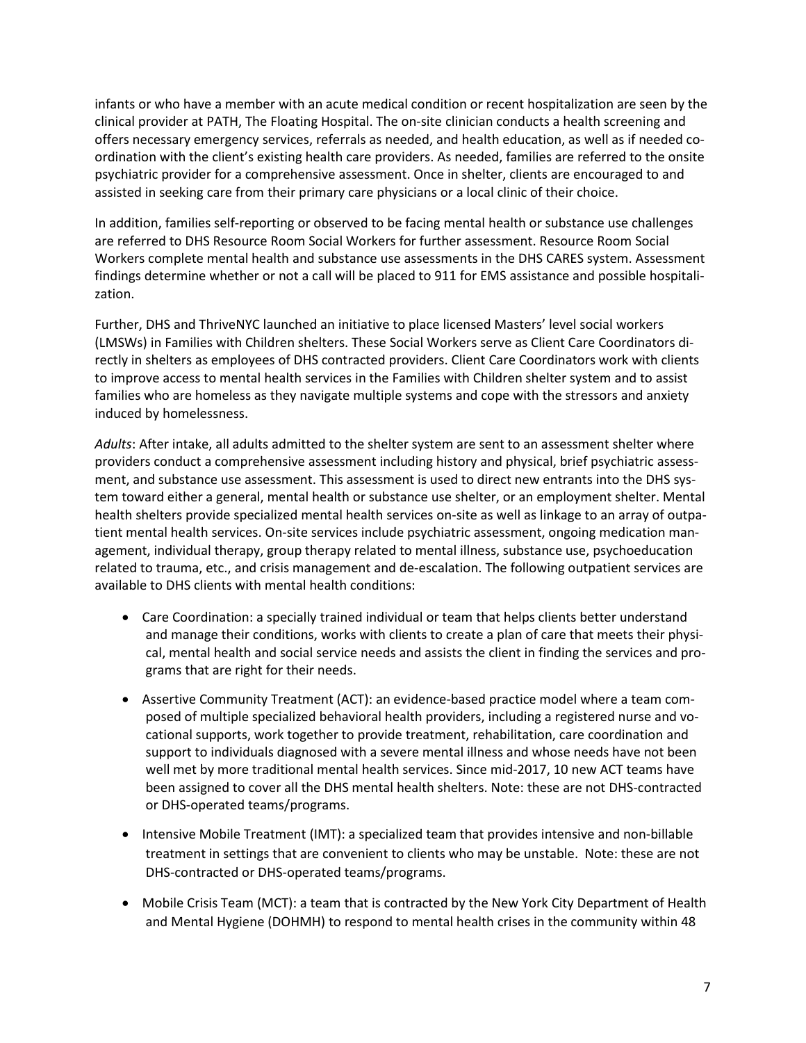infants or who have a member with an acute medical condition or recent hospitalization are seen by the clinical provider at PATH, The Floating Hospital. The on-site clinician conducts a health screening and offers necessary emergency services, referrals as needed, and health education, as well as if needed co-ordination with the client's existing health care providers. As needed, families are referred to the onsite psychiatric provider for a comprehensive assessment. Once in shelter, clients are encouraged to and assisted in seeking care from their primary care physicians or a local clinic of their choice.

In addition, families self-reporting or observed to be facing mental health or substance use challenges are referred to DHS Resource Room Social Workers for further assessment. Resource Room Social Workers complete mental health and substance use assessments in the DHS CARES system. Assessment findings determine whether or not a call will be placed to 911 for EMS assistance and possible hospitalization.

Further, DHS and ThriveNYC launched an initiative to place licensed Masters' level social workers (LMSWs) in Families with Children shelters. These Social Workers serve as Client Care Coordinators directly in shelters as employees of DHS contracted providers. Client Care Coordinators work with clients to improve access to mental health services in the Families with Children shelter system and to assist families who are homeless as they navigate multiple systems and cope with the stressors and anxiety induced by homelessness.

*Adults*: After intake, all adults admitted to the shelter system are sent to an assessment shelter where providers conduct a comprehensive assessment including history and physical, brief psychiatric assessment, and substance use assessment. This assessment is used to direct new entrants into the DHS system toward either a general, mental health or substance use shelter, or an employment shelter. Mental health shelters provide specialized mental health services on-site as well as linkage to an array of outpatient mental health services. On-site services include psychiatric assessment, ongoing medication management, individual therapy, group therapy related to mental illness, substance use, psychoeducation related to trauma, etc., and crisis management and de-escalation. The following outpatient services are available to DHS clients with mental health conditions:

- Care Coordination: a specially trained individual or team that helps clients better understand and manage their conditions, works with clients to create a plan of care that meets their physical, mental health and social service needs and assists the client in finding the services and programs that are right for their needs.
- Assertive Community Treatment (ACT): an evidence-based practice model where a team composed of multiple specialized behavioral health providers, including a registered nurse and vocational supports, work together to provide treatment, rehabilitation, care coordination and support to individuals diagnosed with a severe mental illness and whose needs have not been well met by more traditional mental health services. Since mid-2017, 10 new ACT teams have been assigned to cover all the DHS mental health shelters. Note: these are not DHS-contracted or DHS-operated teams/programs.
- Intensive Mobile Treatment (IMT): a specialized team that provides intensive and non-billable treatment in settings that are convenient to clients who may be unstable. Note: these are not DHS-contracted or DHS-operated teams/programs.
- Mobile Crisis Team (MCT): a team that is contracted by the New York City Department of Health and Mental Hygiene (DOHMH) to respond to mental health crises in the community within 48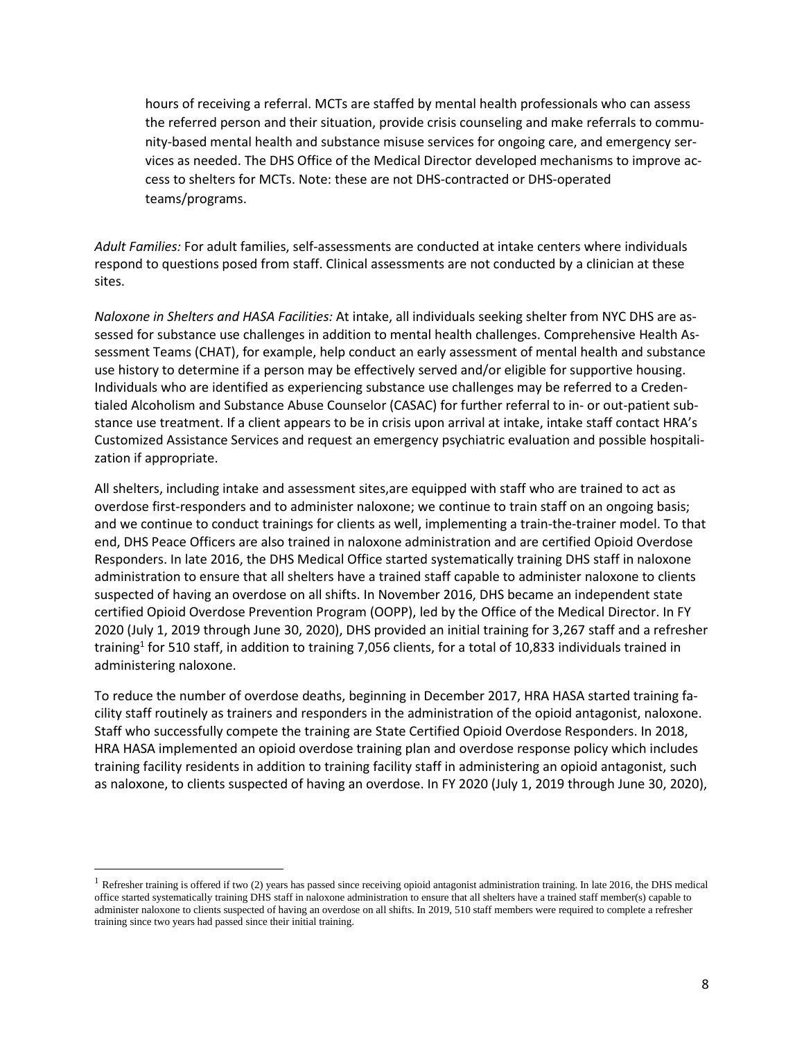hours of receiving a referral. MCTs are staffed by mental health professionals who can assess the referred person and their situation, provide crisis counseling and make referrals to community-based mental health and substance misuse services for ongoing care, and emergency services as needed. The DHS Office of the Medical Director developed mechanisms to improve access to shelters for MCTs. Note: these are not DHS-contracted or DHS-operated teams/programs.

*Adult Families:* For adult families, self-assessments are conducted at intake centers where individuals respond to questions posed from staff. Clinical assessments are not conducted by a clinician at these sites.

*Naloxone in Shelters and HASA Facilities:* At intake, all individuals seeking shelter from NYC DHS are assessed for substance use challenges in addition to mental health challenges. Comprehensive Health Assessment Teams (CHAT), for example, help conduct an early assessment of mental health and substance use history to determine if a person may be effectively served and/or eligible for supportive housing. Individuals who are identified as experiencing substance use challenges may be referred to a Credentialed Alcoholism and Substance Abuse Counselor (CASAC) for further referral to in- or out-patient substance use treatment. If a client appears to be in crisis upon arrival at intake, intake staff contact HRA's Customized Assistance Services and request an emergency psychiatric evaluation and possible hospitalization if appropriate.

All shelters, including intake and assessment sites,are equipped with staff who are trained to act as overdose first-responders and to administer naloxone; we continue to train staff on an ongoing basis; and we continue to conduct trainings for clients as well, implementing a train-the-trainer model. To that end, DHS Peace Officers are also trained in naloxone administration and are certified Opioid Overdose Responders. In late 2016, the DHS Medical Office started systematically training DHS staff in naloxone administration to ensure that all shelters have a trained staff capable to administer naloxone to clients suspected of having an overdose on all shifts. In November 2016, DHS became an independent state certified Opioid Overdose Prevention Program (OOPP), led by the Office of the Medical Director. In FY 2020 (July 1, 2019 through June 30, 2020), DHS provided an initial training for 3,267 staff and a refresher training[1] for 510 staff, in addition to training 7,056 clients, for a total of 10,833 individuals trained in administering naloxone.

To reduce the number of overdose deaths, beginning in December 2017, HRA HASA started training facility staff routinely as trainers and responders in the administration of the opioid antagonist, naloxone. Staff who successfully compete the training are State Certified Opioid Overdose Responders. In 2018, HRA HASA implemented an opioid overdose training plan and overdose response policy which includes training facility residents in addition to training facility staff in administering an opioid antagonist, such as naloxone, to clients suspected of having an overdose. In FY 2020 (July 1, 2019 through June 30, 2020),

---

[1] Refresher training is offered if two (2) years has passed since receiving opioid antagonist administration training. In late 2016, the DHS medical office started systematically training DHS staff in naloxone administration to ensure that all shelters have a trained staff member(s) capable to administer naloxone to clients suspected of having an overdose on all shifts. In 2019, 510 staff members were required to complete a refresher training since two years had passed since their initial training.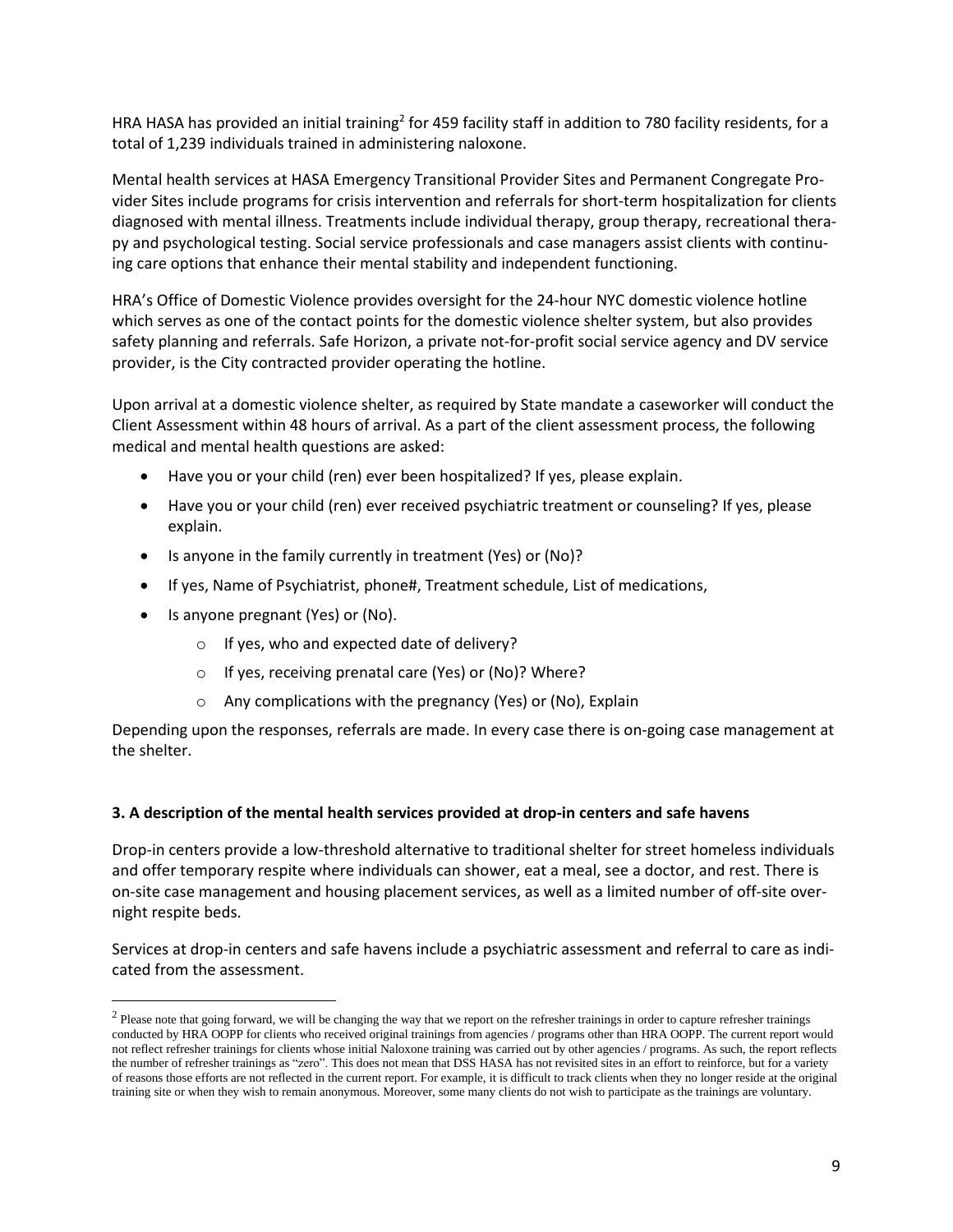HRA HASA has provided an initial training[2] for 459 facility staff in addition to 780 facility residents, for a total of 1,239 individuals trained in administering naloxone.

Mental health services at HASA Emergency Transitional Provider Sites and Permanent Congregate Provider Sites include programs for crisis intervention and referrals for short-term hospitalization for clients diagnosed with mental illness. Treatments include individual therapy, group therapy, recreational therapy and psychological testing. Social service professionals and case managers assist clients with continuing care options that enhance their mental stability and independent functioning.

HRA's Office of Domestic Violence provides oversight for the 24-hour NYC domestic violence hotline which serves as one of the contact points for the domestic violence shelter system, but also provides safety planning and referrals. Safe Horizon, a private not-for-profit social service agency and DV service provider, is the City contracted provider operating the hotline.

Upon arrival at a domestic violence shelter, as required by State mandate a caseworker will conduct the Client Assessment within 48 hours of arrival. As a part of the client assessment process, the following medical and mental health questions are asked:

- Have you or your child (ren) ever been hospitalized? If yes, please explain.
- Have you or your child (ren) ever received psychiatric treatment or counseling? If yes, please explain.
- Is anyone in the family currently in treatment (Yes) or (No)?
- If yes, Name of Psychiatrist, phone#, Treatment schedule, List of medications,
- Is anyone pregnant (Yes) or (No).
    - If yes, who and expected date of delivery?
    - If yes, receiving prenatal care (Yes) or (No)? Where?
    - Any complications with the pregnancy (Yes) or (No), Explain

Depending upon the responses, referrals are made. In every case there is on-going case management at the shelter.

**3. A description of the mental health services provided at drop-in centers and safe havens**

Drop-in centers provide a low-threshold alternative to traditional shelter for street homeless individuals and offer temporary respite where individuals can shower, eat a meal, see a doctor, and rest. There is on-site case management and housing placement services, as well as a limited number of off-site overnight respite beds.

Services at drop-in centers and safe havens include a psychiatric assessment and referral to care as indicated from the assessment.

[2] Please note that going forward, we will be changing the way that we report on the refresher trainings in order to capture refresher trainings conducted by HRA OOPP for clients who received original trainings from agencies / programs other than HRA OOPP. The current report would not reflect refresher trainings for clients whose initial Naloxone training was carried out by other agencies / programs. As such, the report reflects the number of refresher trainings as "zero". This does not mean that DSS HASA has not revisited sites in an effort to reinforce, but for a variety of reasons those efforts are not reflected in the current report. For example, it is difficult to track clients when they no longer reside at the original training site or when they wish to remain anonymous. Moreover, some many clients do not wish to participate as the trainings are voluntary.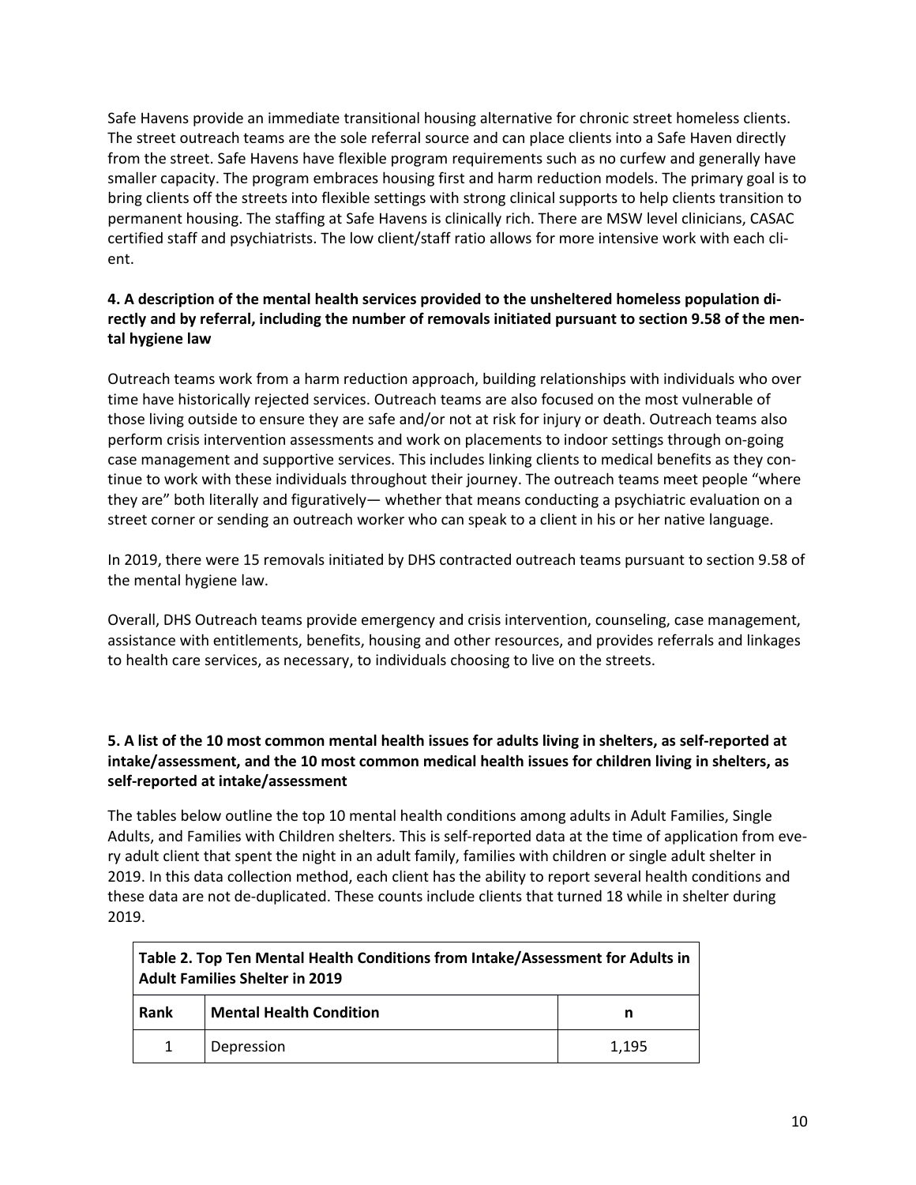Safe Havens provide an immediate transitional housing alternative for chronic street homeless clients. The street outreach teams are the sole referral source and can place clients into a Safe Haven directly from the street. Safe Havens have flexible program requirements such as no curfew and generally have smaller capacity. The program embraces housing first and harm reduction models. The primary goal is to bring clients off the streets into flexible settings with strong clinical supports to help clients transition to permanent housing. The staffing at Safe Havens is clinically rich. There are MSW level clinicians, CASAC certified staff and psychiatrists. The low client/staff ratio allows for more intensive work with each client.

**4. A description of the mental health services provided to the unsheltered homeless population directly and by referral, including the number of removals initiated pursuant to section 9.58 of the mental hygiene law**

Outreach teams work from a harm reduction approach, building relationships with individuals who over time have historically rejected services. Outreach teams are also focused on the most vulnerable of those living outside to ensure they are safe and/or not at risk for injury or death. Outreach teams also perform crisis intervention assessments and work on placements to indoor settings through on-going case management and supportive services. This includes linking clients to medical benefits as they continue to work with these individuals throughout their journey. The outreach teams meet people "where they are" both literally and figuratively— whether that means conducting a psychiatric evaluation on a street corner or sending an outreach worker who can speak to a client in his or her native language.

In 2019, there were 15 removals initiated by DHS contracted outreach teams pursuant to section 9.58 of the mental hygiene law.

Overall, DHS Outreach teams provide emergency and crisis intervention, counseling, case management, assistance with entitlements, benefits, housing and other resources, and provides referrals and linkages to health care services, as necessary, to individuals choosing to live on the streets.

**5. A list of the 10 most common mental health issues for adults living in shelters, as self-reported at intake/assessment, and the 10 most common medical health issues for children living in shelters, as self-reported at intake/assessment**

The tables below outline the top 10 mental health conditions among adults in Adult Families, Single Adults, and Families with Children shelters. This is self-reported data at the time of application from every adult client that spent the night in an adult family, families with children or single adult shelter in 2019. In this data collection method, each client has the ability to report several health conditions and these data are not de-duplicated. These counts include clients that turned 18 while in shelter during 2019.

**Table 2. Top Ten Mental Health Conditions from Intake/Assessment for Adults in Adult Families Shelter in 2019**

| Rank | Mental Health Condition | n |
|---|---|---|
| 1 | Depression | 1,195 |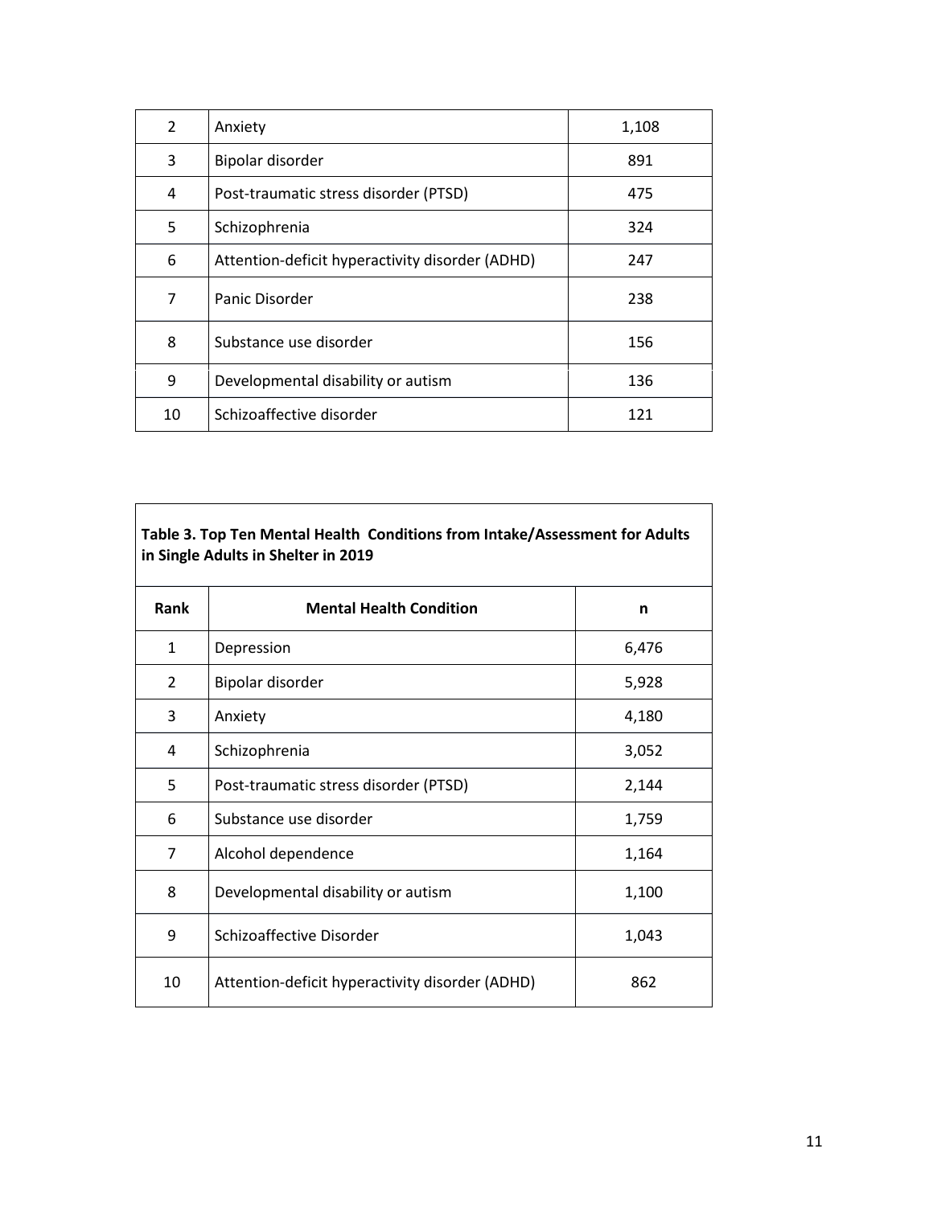| 2 | Anxiety | 1,108 |
| --- | --- | --- |
| 3 | Bipolar disorder | 891 |
| 4 | Post-traumatic stress disorder (PTSD) | 475 |
| 5 | Schizophrenia | 324 |
| 6 | Attention-deficit hyperactivity disorder (ADHD) | 247 |
| 7 | Panic Disorder | 238 |
| 8 | Substance use disorder | 156 |
| 9 | Developmental disability or autism | 136 |
| 10 | Schizoaffective disorder | 121 |

**Table 3. Top Ten Mental Health Conditions from Intake/Assessment for Adults in Single Adults in Shelter in 2019**

| Rank | Mental Health Condition | n |
| --- | --- | --- |
| 1 | Depression | 6,476 |
| 2 | Bipolar disorder | 5,928 |
| 3 | Anxiety | 4,180 |
| 4 | Schizophrenia | 3,052 |
| 5 | Post-traumatic stress disorder (PTSD) | 2,144 |
| 6 | Substance use disorder | 1,759 |
| 7 | Alcohol dependence | 1,164 |
| 8 | Developmental disability or autism | 1,100 |
| 9 | Schizoaffective Disorder | 1,043 |
| 10 | Attention-deficit hyperactivity disorder (ADHD) | 862 |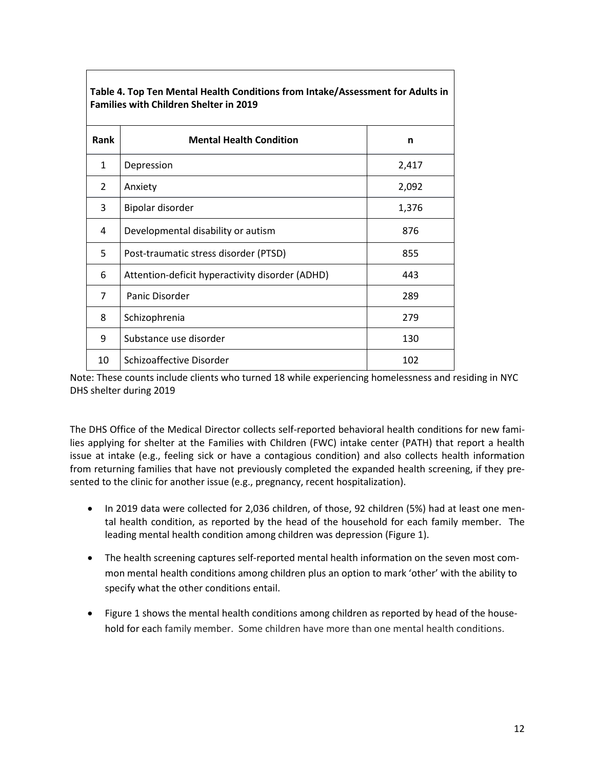**Table 4. Top Ten Mental Health Conditions from Intake/Assessment for Adults in Families with Children Shelter in 2019**

| Rank | Mental Health Condition | n |
|---|---|---|
| 1 | Depression | 2,417 |
| 2 | Anxiety | 2,092 |
| 3 | Bipolar disorder | 1,376 |
| 4 | Developmental disability or autism | 876 |
| 5 | Post-traumatic stress disorder (PTSD) | 855 |
| 6 | Attention-deficit hyperactivity disorder (ADHD) | 443 |
| 7 | Panic Disorder | 289 |
| 8 | Schizophrenia | 279 |
| 9 | Substance use disorder | 130 |
| 10 | Schizoaffective Disorder | 102 |

Note: These counts include clients who turned 18 while experiencing homelessness and residing in NYC DHS shelter during 2019

The DHS Office of the Medical Director collects self-reported behavioral health conditions for new families applying for shelter at the Families with Children (FWC) intake center (PATH) that report a health issue at intake (e.g., feeling sick or have a contagious condition) and also collects health information from returning families that have not previously completed the expanded health screening, if they presented to the clinic for another issue (e.g., pregnancy, recent hospitalization).

- In 2019 data were collected for 2,036 children, of those, 92 children (5%) had at least one mental health condition, as reported by the head of the household for each family member. The leading mental health condition among children was depression (Figure 1).
- The health screening captures self-reported mental health information on the seven most common mental health conditions among children plus an option to mark 'other' with the ability to specify what the other conditions entail.
- Figure 1 shows the mental health conditions among children as reported by head of the household for each family member. Some children have more than one mental health conditions.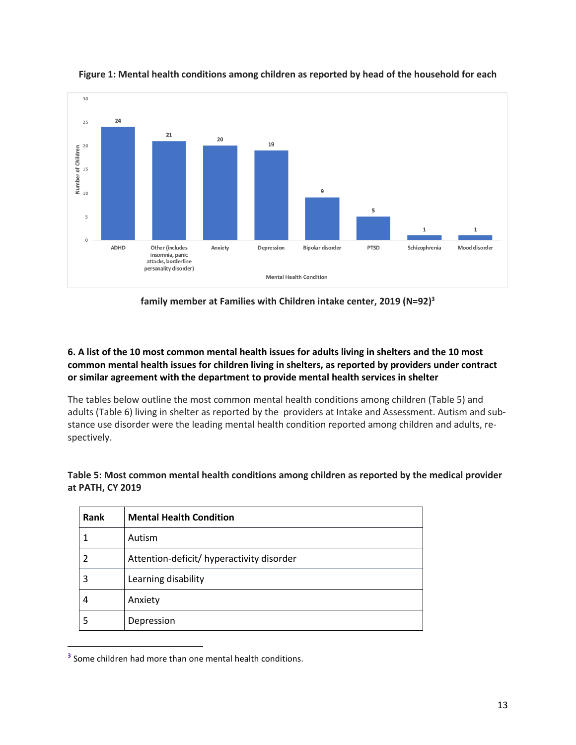**Figure 1: Mental health conditions among children as reported by head of the household for each family member at Families with Children intake center, 2019 (N=92)[3]**

| Mental Health Condition | Number of Children |
|---|---|
| ADHD | 24 |
| Other (includes insomnia, panic attacks, borderline personality disorder) | 21 |
| Anxiety | 20 |
| Depression | 19 |
| Bipolar disorder | 9 |
| PTSD | 5 |
| Schizophrenia | 1 |
| Mood disorder | 1 |

### 6. A list of the 10 most common mental health issues for adults living in shelters and the 10 most common mental health issues for children living in shelters, as reported by providers under contract or similar agreement with the department to provide mental health services in shelter

The tables below outline the most common mental health conditions among children (Table 5) and adults (Table 6) living in shelter as reported by the providers at Intake and Assessment. Autism and substance use disorder were the leading mental health condition reported among children and adults, respectively.

**Table 5: Most common mental health conditions among children as reported by the medical provider at PATH, CY 2019**

| Rank | Mental Health Condition |
|---|---|
| 1 | Autism |
| 2 | Attention-deficit/ hyperactivity disorder |
| 3 | Learning disability |
| 4 | Anxiety |
| 5 | Depression |

[3] Some children had more than one mental health conditions.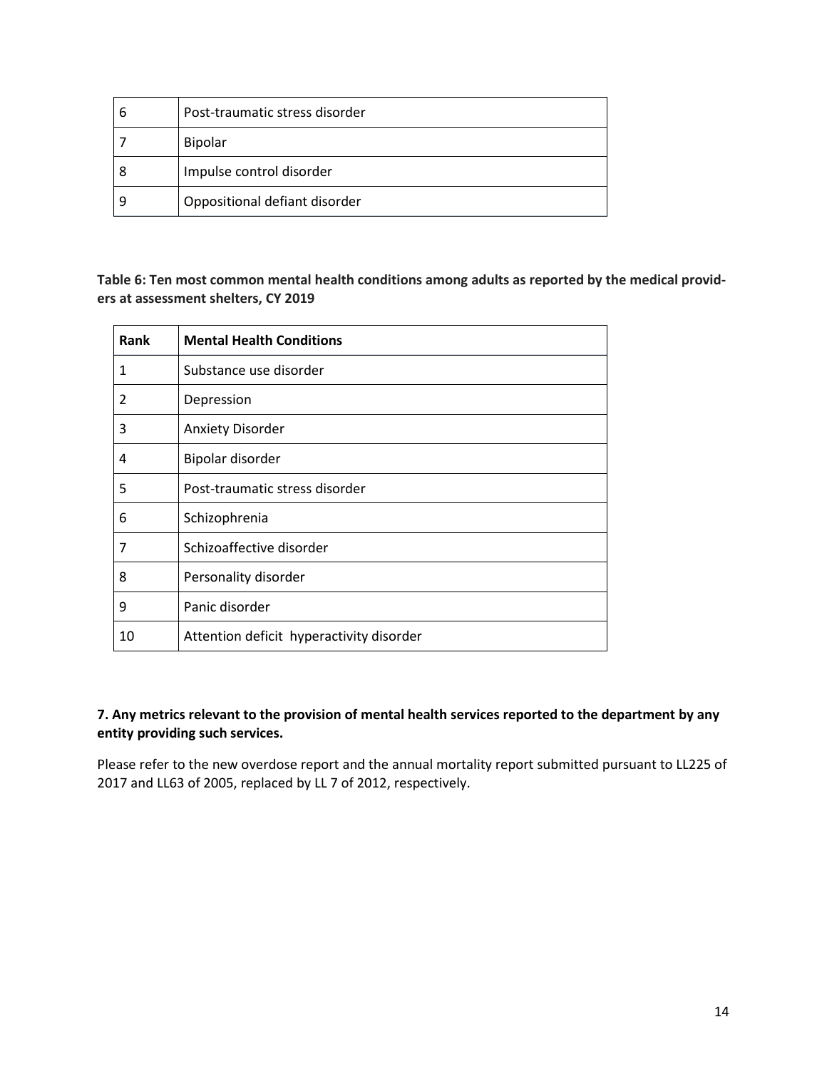| | |
|---|---|
| 6 | Post-traumatic stress disorder |
| 7 | Bipolar |
| 8 | Impulse control disorder |
| 9 | Oppositional defiant disorder |

**Table 6: Ten most common mental health conditions among adults as reported by the medical providers at assessment shelters, CY 2019**

| Rank | Mental Health Conditions |
|---|---|
| 1 | Substance use disorder |
| 2 | Depression |
| 3 | Anxiety Disorder |
| 4 | Bipolar disorder |
| 5 | Post-traumatic stress disorder |
| 6 | Schizophrenia |
| 7 | Schizoaffective disorder |
| 8 | Personality disorder |
| 9 | Panic disorder |
| 10 | Attention deficit hyperactivity disorder |

**7. Any metrics relevant to the provision of mental health services reported to the department by any entity providing such services.**

Please refer to the new overdose report and the annual mortality report submitted pursuant to LL225 of 2017 and LL63 of 2005, replaced by LL 7 of 2012, respectively.